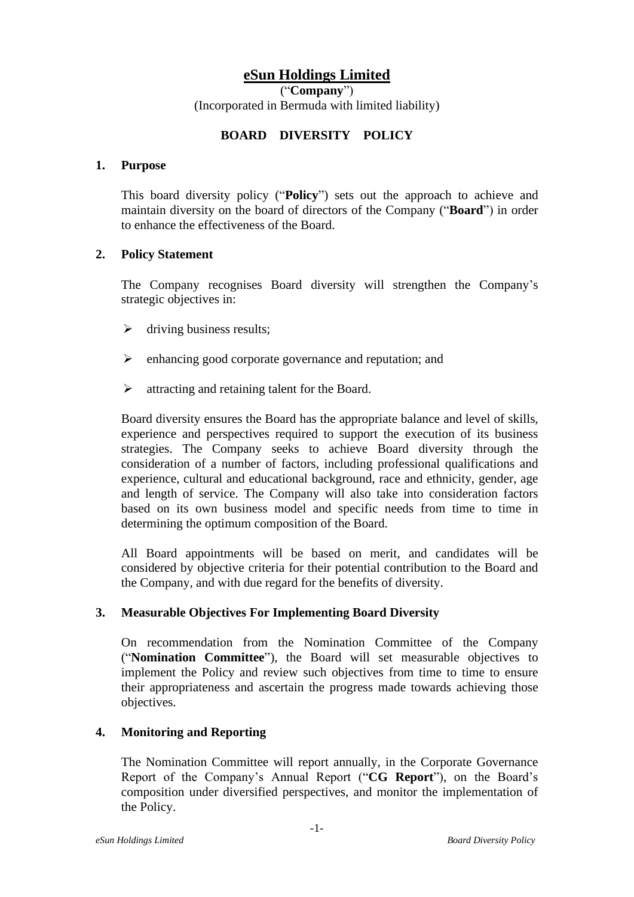# eSun Holdings Limited

("**Company**")
(Incorporated in Bermuda with limited liability)

## BOARD DIVERSITY POLICY

### 1. Purpose

This board diversity policy ("**Policy**") sets out the approach to achieve and maintain diversity on the board of directors of the Company ("**Board**") in order to enhance the effectiveness of the Board.

### 2. Policy Statement

The Company recognises Board diversity will strengthen the Company's strategic objectives in:

- driving business results;
- enhancing good corporate governance and reputation; and
- attracting and retaining talent for the Board.

Board diversity ensures the Board has the appropriate balance and level of skills, experience and perspectives required to support the execution of its business strategies. The Company seeks to achieve Board diversity through the consideration of a number of factors, including professional qualifications and experience, cultural and educational background, race and ethnicity, gender, age and length of service. The Company will also take into consideration factors based on its own business model and specific needs from time to time in determining the optimum composition of the Board.

All Board appointments will be based on merit, and candidates will be considered by objective criteria for their potential contribution to the Board and the Company, and with due regard for the benefits of diversity.

### 3. Measurable Objectives For Implementing Board Diversity

On recommendation from the Nomination Committee of the Company ("**Nomination Committee**"), the Board will set measurable objectives to implement the Policy and review such objectives from time to time to ensure their appropriateness and ascertain the progress made towards achieving those objectives.

### 4. Monitoring and Reporting

The Nomination Committee will report annually, in the Corporate Governance Report of the Company's Annual Report ("**CG Report**"), on the Board's composition under diversified perspectives, and monitor the implementation of the Policy.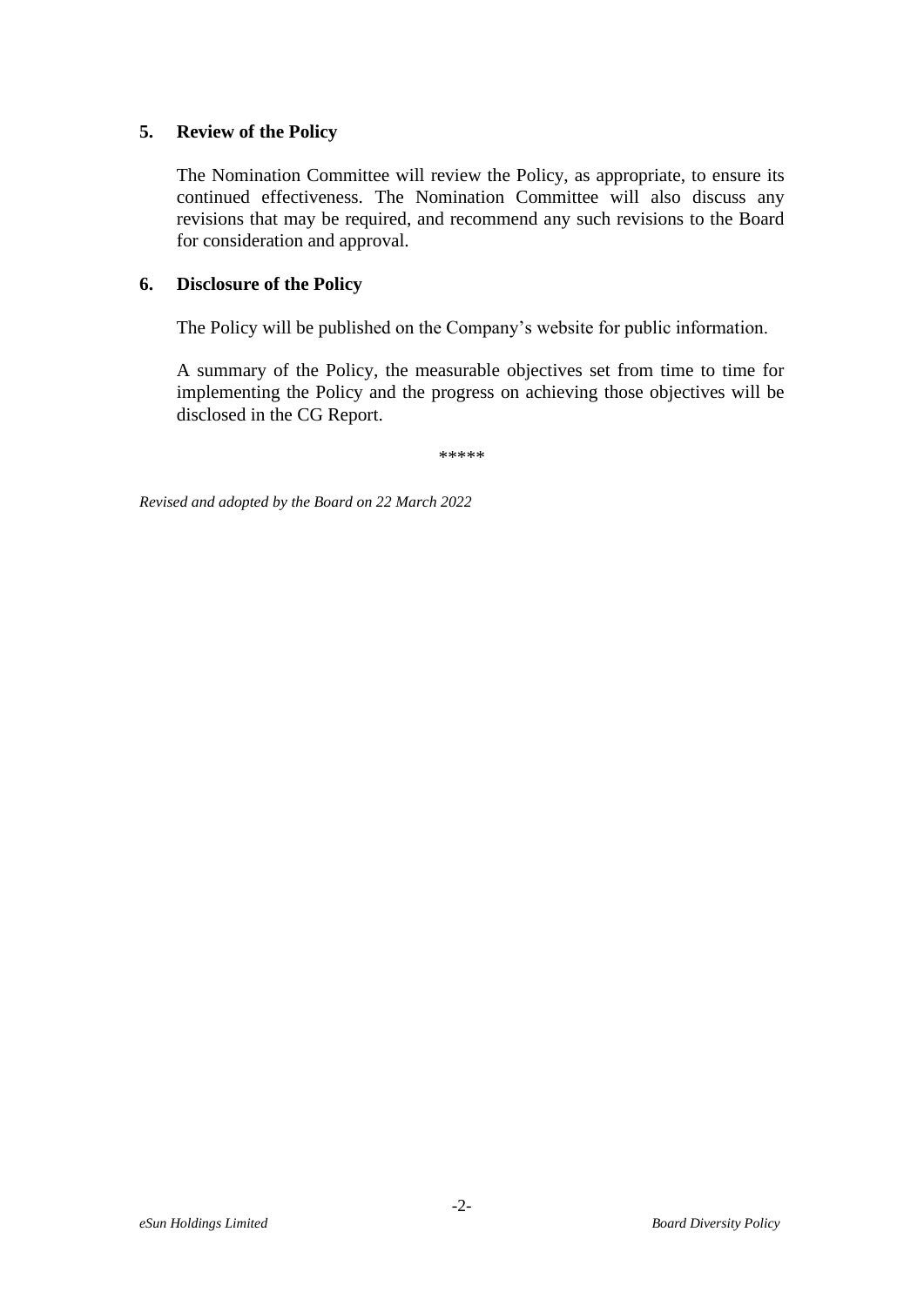## 5. Review of the Policy

The Nomination Committee will review the Policy, as appropriate, to ensure its continued effectiveness. The Nomination Committee will also discuss any revisions that may be required, and recommend any such revisions to the Board for consideration and approval.

## 6. Disclosure of the Policy

The Policy will be published on the Company's website for public information.

A summary of the Policy, the measurable objectives set from time to time for implementing the Policy and the progress on achieving those objectives will be disclosed in the CG Report.

*****

*Revised and adopted by the Board on 22 March 2022*